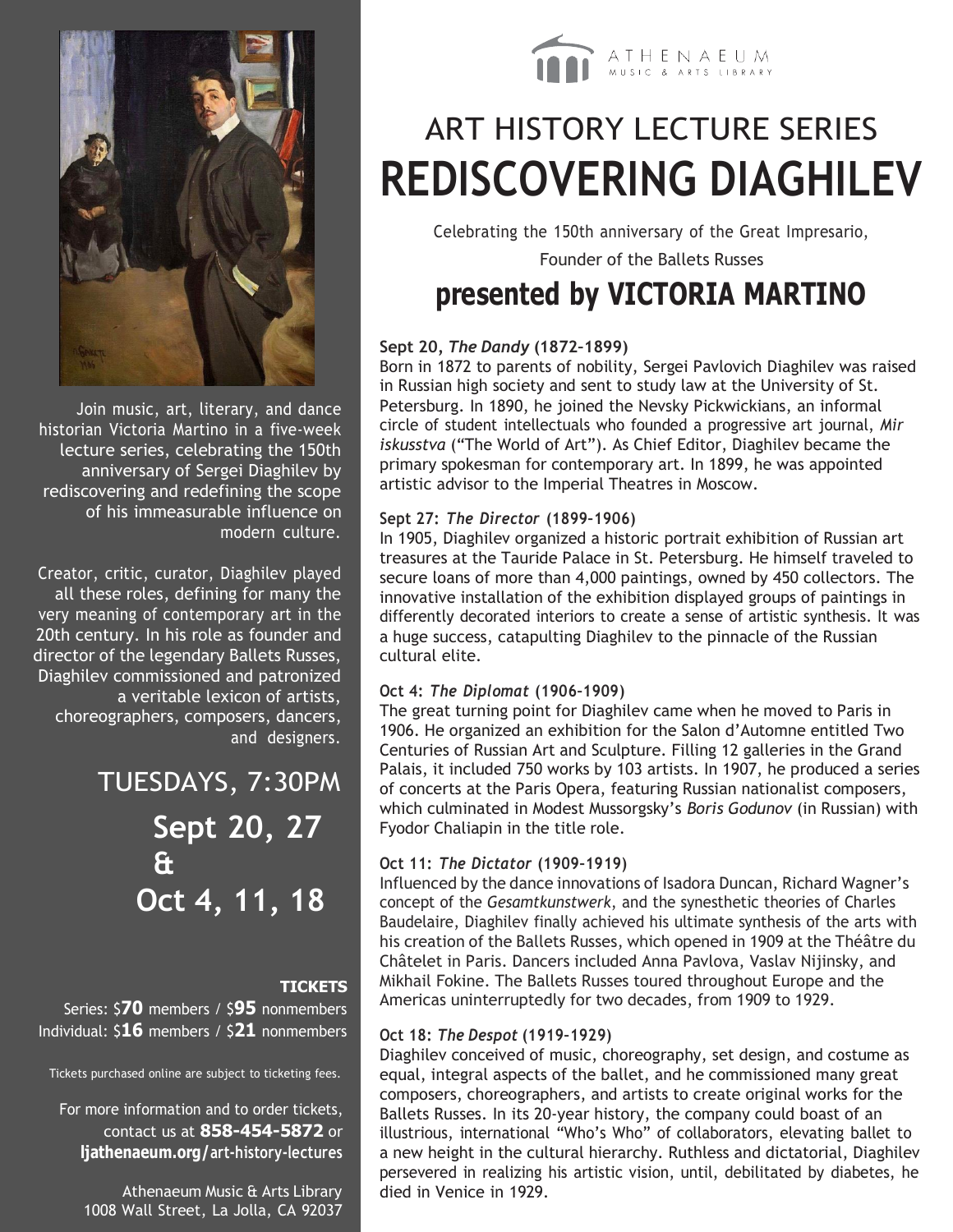ATHENAEUM MUSIC & ARTS LIBRARY

# ART HISTORY LECTURE SERIES
# REDISCOVERING DIAGHILEV

Celebrating the 150th anniversary of the Great Impresario, Founder of the Ballets Russes

## presented by VICTORIA MARTINO

Join music, art, literary, and dance historian Victoria Martino in a five-week lecture series, celebrating the 150th anniversary of Sergei Diaghilev by rediscovering and redefining the scope of his immeasurable influence on modern culture.

Creator, critic, curator, Diaghilev played all these roles, defining for many the very meaning of contemporary art in the 20th century. In his role as founder and director of the legendary Ballets Russes, Diaghilev commissioned and patronized a veritable lexicon of artists, choreographers, composers, dancers, and designers.

## TUESDAYS, 7:30PM

**Sept 20, 27 & Oct 4, 11, 18**

**TICKETS**

Series: $**70** members / $**95** nonmembers
Individual: $**16** members / $**21** nonmembers

Tickets purchased online are subject to ticketing fees.

For more information and to order tickets, contact us at **858-454-5872** or **ljathenaeum.org/art-history-lectures**

Athenaeum Music & Arts Library
1008 Wall Street, La Jolla, CA 92037

**Sept 20, *The Dandy* (1872–1899)**
Born in 1872 to parents of nobility, Sergei Pavlovich Diaghilev was raised in Russian high society and sent to study law at the University of St. Petersburg. In 1890, he joined the Nevsky Pickwickians, an informal circle of student intellectuals who founded a progressive art journal, *Mir iskusstva* ("The World of Art"). As Chief Editor, Diaghilev became the primary spokesman for contemporary art. In 1899, he was appointed artistic advisor to the Imperial Theatres in Moscow.

**Sept 27: *The Director* (1899–1906)**
In 1905, Diaghilev organized a historic portrait exhibition of Russian art treasures at the Tauride Palace in St. Petersburg. He himself traveled to secure loans of more than 4,000 paintings, owned by 450 collectors. The innovative installation of the exhibition displayed groups of paintings in differently decorated interiors to create a sense of artistic synthesis. It was a huge success, catapulting Diaghilev to the pinnacle of the Russian cultural elite.

**Oct 4: *The Diplomat* (1906–1909)**
The great turning point for Diaghilev came when he moved to Paris in 1906. He organized an exhibition for the Salon d'Automne entitled Two Centuries of Russian Art and Sculpture. Filling 12 galleries in the Grand Palais, it included 750 works by 103 artists. In 1907, he produced a series of concerts at the Paris Opera, featuring Russian nationalist composers, which culminated in Modest Mussorgsky's *Boris Godunov* (in Russian) with Fyodor Chaliapin in the title role.

**Oct 11: *The Dictator* (1909–1919)**
Influenced by the dance innovations of Isadora Duncan, Richard Wagner's concept of the *Gesamtkunstwerk*, and the synesthetic theories of Charles Baudelaire, Diaghilev finally achieved his ultimate synthesis of the arts with his creation of the Ballets Russes, which opened in 1909 at the Théâtre du Châtelet in Paris. Dancers included Anna Pavlova, Vaslav Nijinsky, and Mikhail Fokine. The Ballets Russes toured throughout Europe and the Americas uninterruptedly for two decades, from 1909 to 1929.

**Oct 18: *The Despot* (1919–1929)**
Diaghilev conceived of music, choreography, set design, and costume as equal, integral aspects of the ballet, and he commissioned many great composers, choreographers, and artists to create original works for the Ballets Russes. In its 20-year history, the company could boast of an illustrious, international "Who's Who" of collaborators, elevating ballet to a new height in the cultural hierarchy. Ruthless and dictatorial, Diaghilev persevered in realizing his artistic vision, until, debilitated by diabetes, he died in Venice in 1929.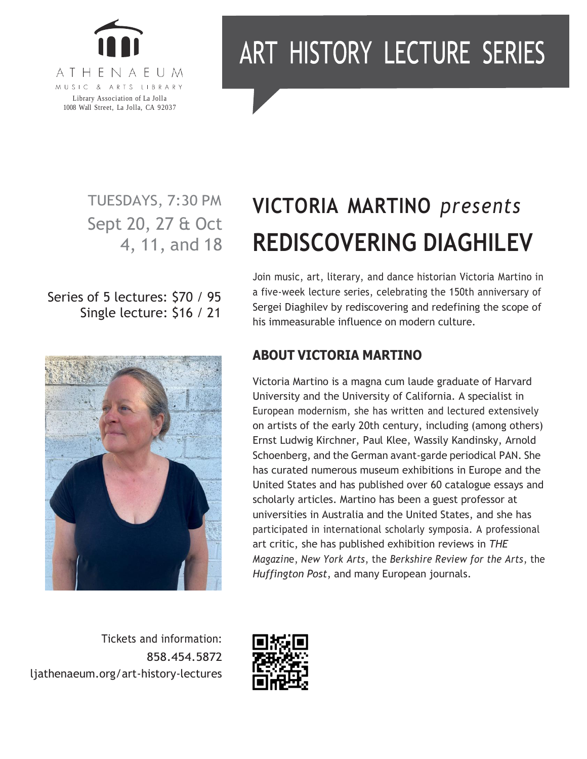ATHENAEUM

MUSIC & ARTS LIBRARY

Library Association of La Jolla
1008 Wall Street, La Jolla, CA 92037

# ART HISTORY LECTURE SERIES

TUESDAYS, 7:30 PM
Sept 20, 27 & Oct 4, 11, and 18

Series of 5 lectures: $70 / 95
Single lecture: $16 / 21

## VICTORIA MARTINO *presents*

# REDISCOVERING DIAGHILEV

Join music, art, literary, and dance historian Victoria Martino in a five-week lecture series, celebrating the 150th anniversary of Sergei Diaghilev by rediscovering and redefining the scope of his immeasurable influence on modern culture.

### ABOUT VICTORIA MARTINO

Victoria Martino is a magna cum laude graduate of Harvard University and the University of California. A specialist in European modernism, she has written and lectured extensively on artists of the early 20th century, including (among others) Ernst Ludwig Kirchner, Paul Klee, Wassily Kandinsky, Arnold Schoenberg, and the German avant-garde periodical PAN. She has curated numerous museum exhibitions in Europe and the United States and has published over 60 catalogue essays and scholarly articles. Martino has been a guest professor at universities in Australia and the United States, and she has participated in international scholarly symposia. A professional art critic, she has published exhibition reviews in *THE Magazine*, *New York Arts*, the *Berkshire Review for the Arts*, the *Huffington Post*, and many European journals.

Tickets and information:
858.454.5872
ljathenaeum.org/art-history-lectures